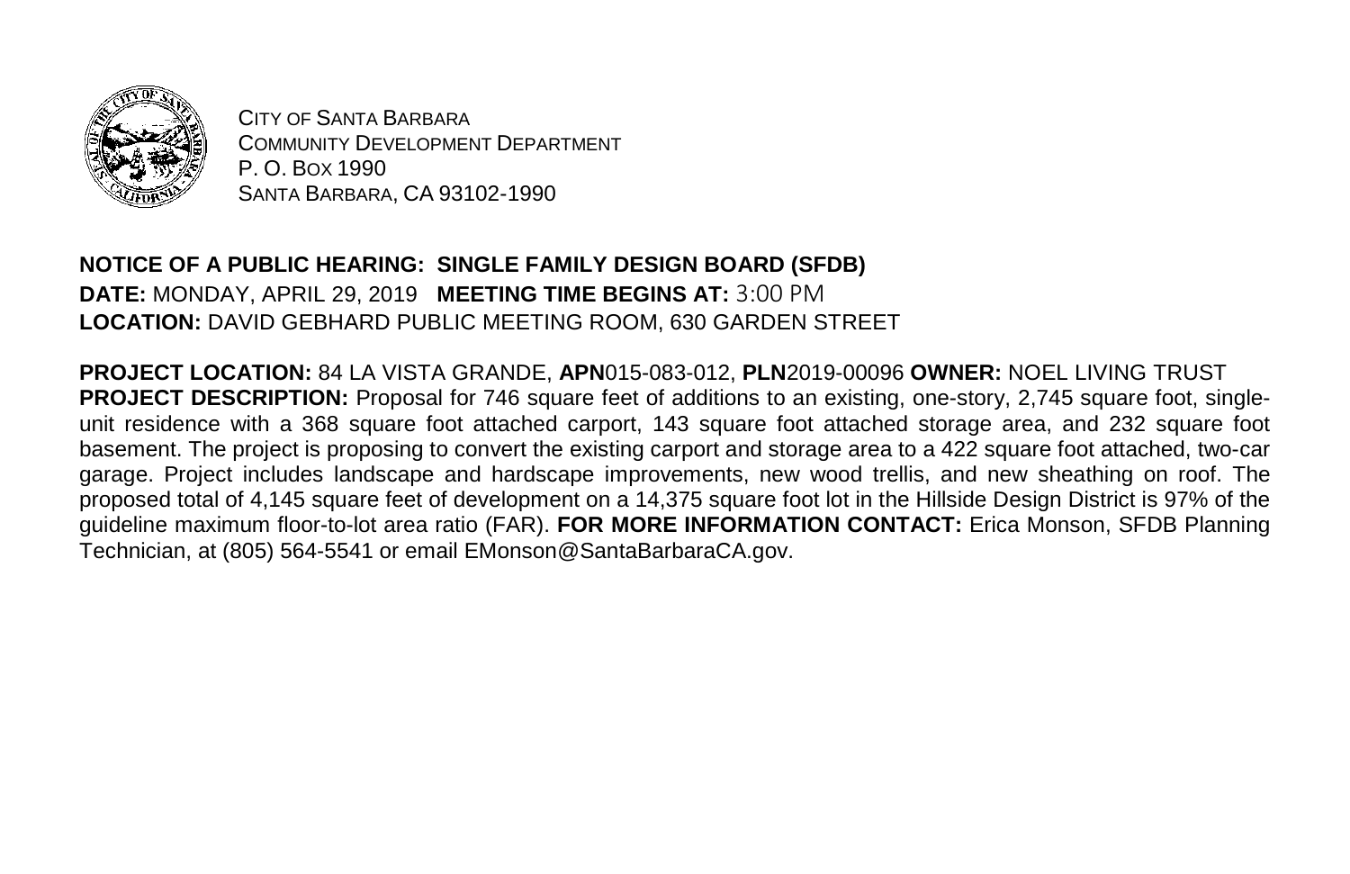CITY OF SANTA BARBARA
COMMUNITY DEVELOPMENT DEPARTMENT
P. O. BOX 1990
SANTA BARBARA, CA 93102-1990

**NOTICE OF A PUBLIC HEARING: SINGLE FAMILY DESIGN BOARD (SFDB)**
**DATE:** MONDAY, APRIL 29, 2019 **MEETING TIME BEGINS AT:** 3:00 PM
**LOCATION:** DAVID GEBHARD PUBLIC MEETING ROOM, 630 GARDEN STREET

**PROJECT LOCATION:** 84 LA VISTA GRANDE, **APN**015-083-012, **PLN**2019-00096 **OWNER:** NOEL LIVING TRUST
**PROJECT DESCRIPTION:** Proposal for 746 square feet of additions to an existing, one-story, 2,745 square foot, single-unit residence with a 368 square foot attached carport, 143 square foot attached storage area, and 232 square foot basement. The project is proposing to convert the existing carport and storage area to a 422 square foot attached, two-car garage. Project includes landscape and hardscape improvements, new wood trellis, and new sheathing on roof. The proposed total of 4,145 square feet of development on a 14,375 square foot lot in the Hillside Design District is 97% of the guideline maximum floor-to-lot area ratio (FAR). **FOR MORE INFORMATION CONTACT:** Erica Monson, SFDB Planning Technician, at (805) 564-5541 or email EMonson@SantaBarbaraCA.gov.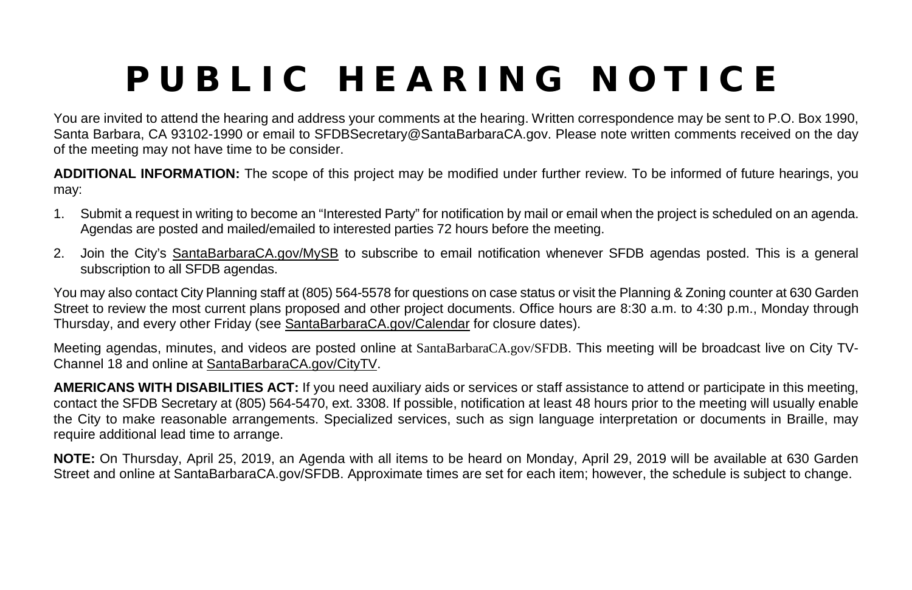# PUBLIC HEARING NOTICE

You are invited to attend the hearing and address your comments at the hearing. Written correspondence may be sent to P.O. Box 1990, Santa Barbara, CA 93102-1990 or email to SFDBSecretary@SantaBarbaraCA.gov. Please note written comments received on the day of the meeting may not have time to be consider.

**ADDITIONAL INFORMATION:** The scope of this project may be modified under further review. To be informed of future hearings, you may:

1. Submit a request in writing to become an "Interested Party" for notification by mail or email when the project is scheduled on an agenda. Agendas are posted and mailed/emailed to interested parties 72 hours before the meeting.
2. Join the City's SantaBarbaraCA.gov/MySB to subscribe to email notification whenever SFDB agendas posted. This is a general subscription to all SFDB agendas.

You may also contact City Planning staff at (805) 564-5578 for questions on case status or visit the Planning & Zoning counter at 630 Garden Street to review the most current plans proposed and other project documents. Office hours are 8:30 a.m. to 4:30 p.m., Monday through Thursday, and every other Friday (see SantaBarbaraCA.gov/Calendar for closure dates).

Meeting agendas, minutes, and videos are posted online at SantaBarbaraCA.gov/SFDB. This meeting will be broadcast live on City TV-Channel 18 and online at SantaBarbaraCA.gov/CityTV.

**AMERICANS WITH DISABILITIES ACT:** If you need auxiliary aids or services or staff assistance to attend or participate in this meeting, contact the SFDB Secretary at (805) 564-5470, ext. 3308. If possible, notification at least 48 hours prior to the meeting will usually enable the City to make reasonable arrangements. Specialized services, such as sign language interpretation or documents in Braille, may require additional lead time to arrange.

**NOTE:** On Thursday, April 25, 2019, an Agenda with all items to be heard on Monday, April 29, 2019 will be available at 630 Garden Street and online at SantaBarbaraCA.gov/SFDB. Approximate times are set for each item; however, the schedule is subject to change.